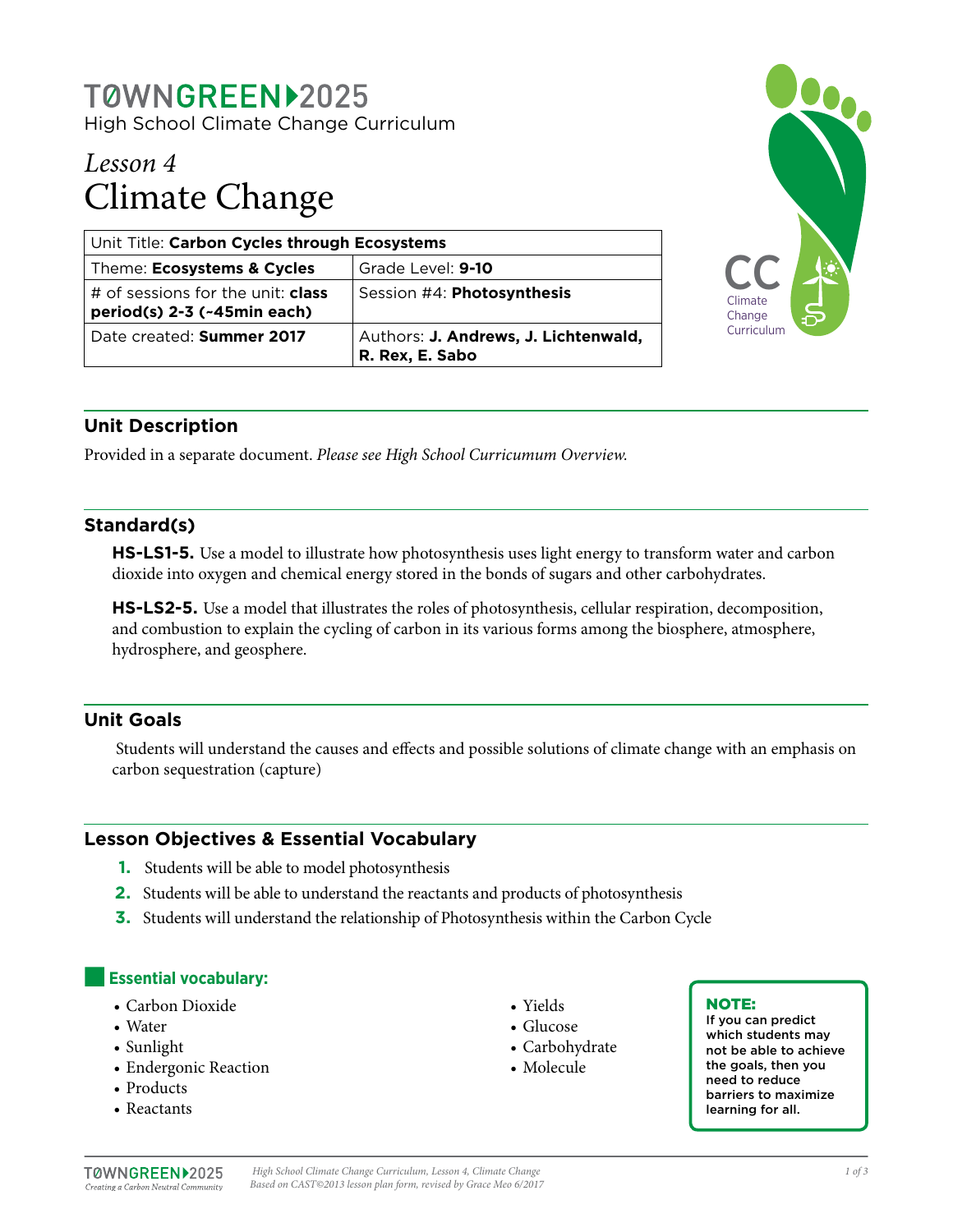# TØWNGREEN▶2025

High School Climate Change Curriculum

## *Lesson 4*
## Climate Change

| Unit Title: **Carbon Cycles through Ecosystems** | |
|---|---|
| Theme: **Ecosystems & Cycles** | Grade Level: **9-10** |
| # of sessions for the unit: **class period(s) 2-3 (~45min each)** | Session #4: **Photosynthesis** |
| Date created: **Summer 2017** | Authors: **J. Andrews, J. Lichtenwald, R. Rex, E. Sabo** |

CC Climate Change Curriculum

## Unit Description

Provided in a separate document. *Please see High School Curricumum Overview.*

## Standard(s)

**HS-LS1-5.** Use a model to illustrate how photosynthesis uses light energy to transform water and carbon dioxide into oxygen and chemical energy stored in the bonds of sugars and other carbohydrates.

**HS-LS2-5.** Use a model that illustrates the roles of photosynthesis, cellular respiration, decomposition, and combustion to explain the cycling of carbon in its various forms among the biosphere, atmosphere, hydrosphere, and geosphere.

## Unit Goals

Students will understand the causes and effects and possible solutions of climate change with an emphasis on carbon sequestration (capture)

## Lesson Objectives & Essential Vocabulary

1. Students will be able to model photosynthesis
2. Students will be able to understand the reactants and products of photosynthesis
3. Students will understand the relationship of Photosynthesis within the Carbon Cycle

### Essential vocabulary:

- Carbon Dioxide
- Water
- Sunlight
- Endergonic Reaction
- Products
- Reactants
- Yields
- Glucose
- Carbohydrate
- Molecule

**NOTE:** **If you can predict which students may not be able to achieve the goals, then you need to reduce barriers to maximize learning for all.**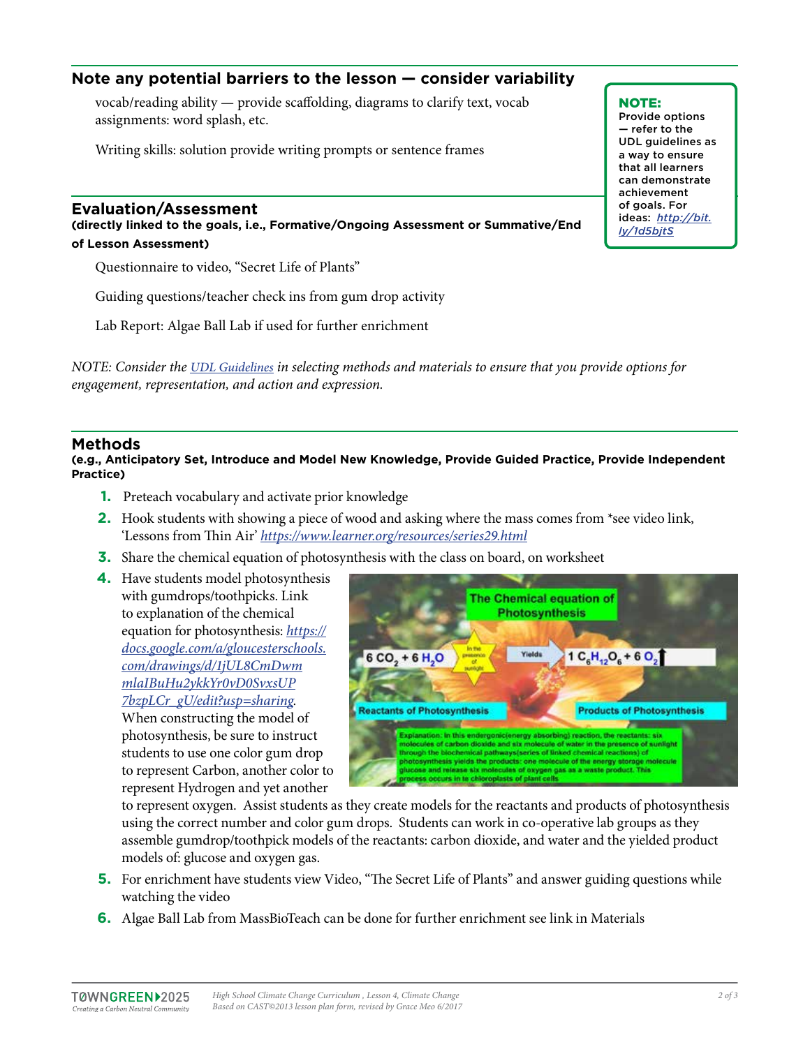## Note any potential barriers to the lesson — consider variability

vocab/reading ability — provide scaffolding, diagrams to clarify text, vocab assignments: word splash, etc.

Writing skills: solution provide writing prompts or sentence frames

**NOTE:**
Provide options — refer to the UDL guidelines as a way to ensure that all learners can demonstrate achievement of goals. For ideas: *http://bit.ly/1d5bjtS*

## Evaluation/Assessment

**(directly linked to the goals, i.e., Formative/Ongoing Assessment or Summative/End of Lesson Assessment)**

Questionnaire to video, "Secret Life of Plants"

Guiding questions/teacher check ins from gum drop activity

Lab Report: Algae Ball Lab if used for further enrichment

*NOTE: Consider the UDL Guidelines in selecting methods and materials to ensure that you provide options for engagement, representation, and action and expression.*

## Methods

**(e.g., Anticipatory Set, Introduce and Model New Knowledge, Provide Guided Practice, Provide Independent Practice)**

1. Preteach vocabulary and activate prior knowledge
2. Hook students with showing a piece of wood and asking where the mass comes from *see video link, 'Lessons from Thin Air' *https://www.learner.org/resources/series29.html*
3. Share the chemical equation of photosynthesis with the class on board, on worksheet
4. Have students model photosynthesis with gumdrops/toothpicks. Link to explanation of the chemical equation for photosynthesis: *https://docs.google.com/a/gloucesterschools.com/drawings/d/1jUL8CmDwmmlaIBuHu2ykkYr0vD0SvxsUP7bzpLCr_gU/edit?usp=sharing*. When constructing the model of photosynthesis, be sure to instruct students to use one color gum drop to represent Carbon, another color to represent Hydrogen and yet another to represent oxygen. Assist students as they create models for the reactants and products of photosynthesis using the correct number and color gum drops. Students can work in co-operative lab groups as they assemble gumdrop/toothpick models of the reactants: carbon dioxide, and water and the yielded product models of: glucose and oxygen gas.

   **The Chemical equation of Photosynthesis**

   $$6\,CO_2 + 6\,H_2O \xrightarrow[\text{(in the presence of sunlight)}]{\text{Yields}} 1\,C_6H_{12}O_6 + 6\,O_2\uparrow$$

   Reactants of Photosynthesis | Products of Photosynthesis

   Explanation: In this endergonic(energy absorbing) reaction, the reactants: six molecules of carbon dioxide and six molecule of water in the presence of sunlight through the biochemical pathways(series of linked chemical reactions) of photosynthesis yields the products: one molecule of the energy storage molecule glucose and release six molecules of oxygen gas as a waste product. This process occurs in te chloroplasts of plant cells

5. For enrichment have students view Video, "The Secret Life of Plants" and answer guiding questions while watching the video
6. Algae Ball Lab from MassBioTeach can be done for further enrichment see link in Materials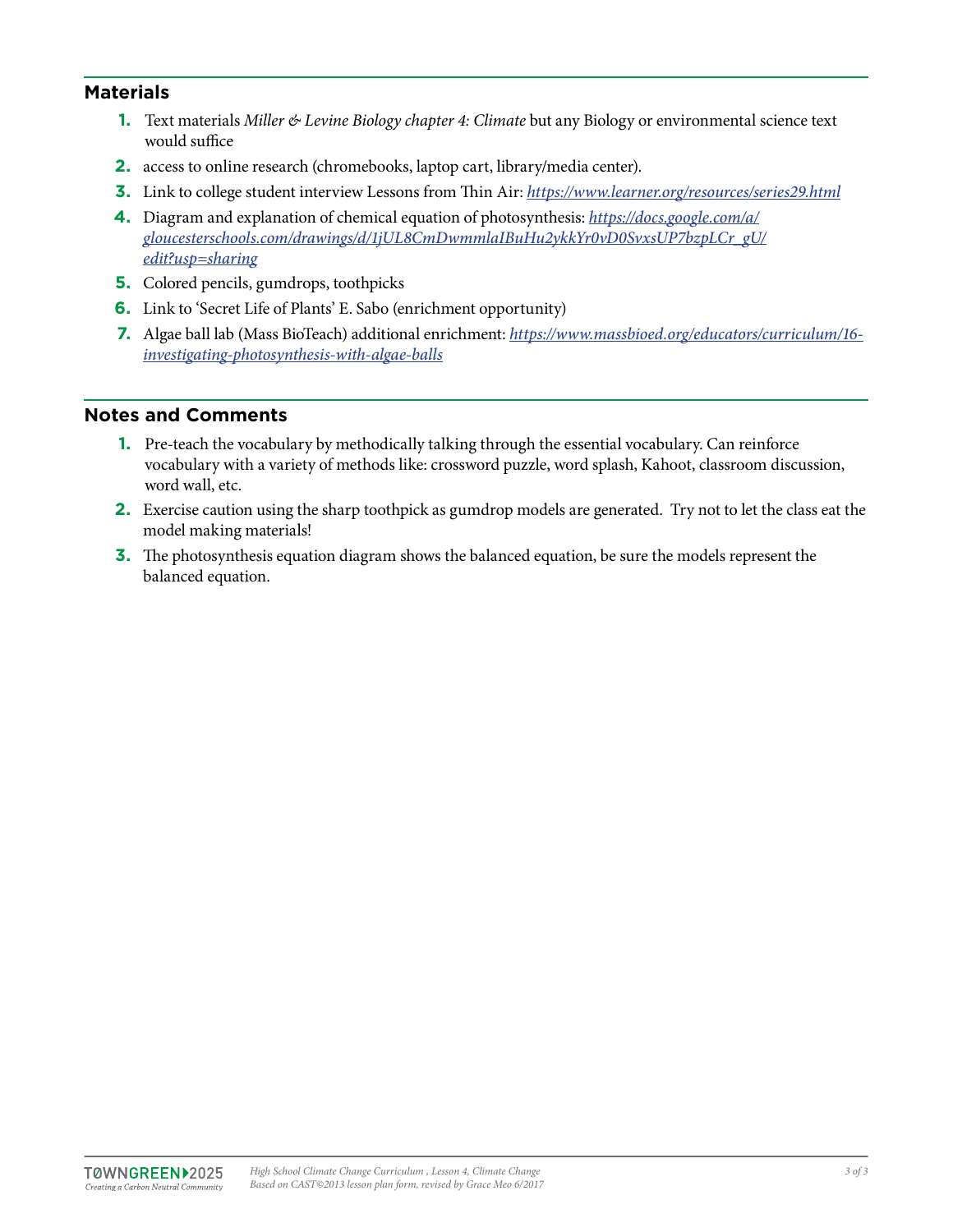## Materials

1. Text materials *Miller & Levine Biology chapter 4: Climate* but any Biology or environmental science text would suffice
2. access to online research (chromebooks, laptop cart, library/media center).
3. Link to college student interview Lessons from Thin Air: *https://www.learner.org/resources/series29.html*
4. Diagram and explanation of chemical equation of photosynthesis: *https://docs.google.com/a/gloucesterschools.com/drawings/d/1jUL8CmDwmmlaIBuHu2ykkYr0vD0SvxsUP7bzpLCr_gU/edit?usp=sharing*
5. Colored pencils, gumdrops, toothpicks
6. Link to 'Secret Life of Plants' E. Sabo (enrichment opportunity)
7. Algae ball lab (Mass BioTeach) additional enrichment: *https://www.massbioed.org/educators/curriculum/16-investigating-photosynthesis-with-algae-balls*

## Notes and Comments

1. Pre-teach the vocabulary by methodically talking through the essential vocabulary. Can reinforce vocabulary with a variety of methods like: crossword puzzle, word splash, Kahoot, classroom discussion, word wall, etc.
2. Exercise caution using the sharp toothpick as gumdrop models are generated. Try not to let the class eat the model making materials!
3. The photosynthesis equation diagram shows the balanced equation, be sure the models represent the balanced equation.